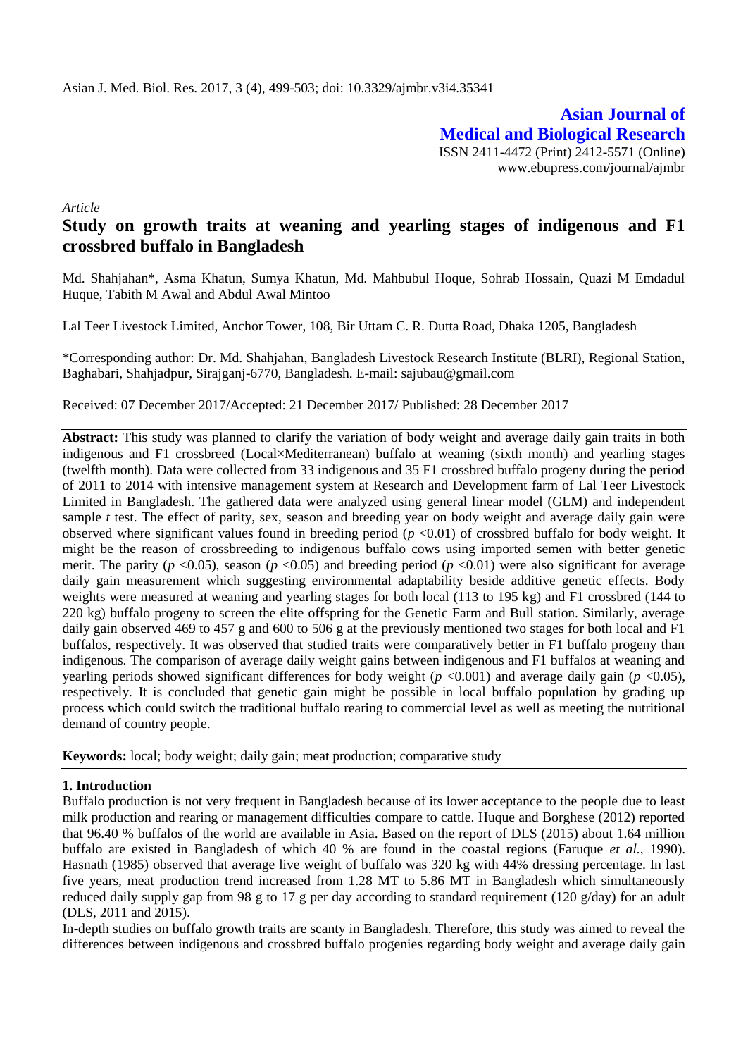*Article*

# Study on growth traits at weaning and yearling stages of indigenous and F1 crossbred buffalo in Bangladesh

Md. Shahjahan*, Asma Khatun, Sumya Khatun, Md. Mahbubul Hoque, Sohrab Hossain, Quazi M Emdadul Huque, Tabith M Awal and Abdul Awal Mintoo

Lal Teer Livestock Limited, Anchor Tower, 108, Bir Uttam C. R. Dutta Road, Dhaka 1205, Bangladesh

*Corresponding author: Dr. Md. Shahjahan, Bangladesh Livestock Research Institute (BLRI), Regional Station, Baghabari, Shahjadpur, Sirajganj-6770, Bangladesh. E-mail: sajubau@gmail.com

Received: 07 December 2017/Accepted: 21 December 2017/ Published: 28 December 2017

**Abstract:** This study was planned to clarify the variation of body weight and average daily gain traits in both indigenous and F1 crossbreed (Local×Mediterranean) buffalo at weaning (sixth month) and yearling stages (twelfth month). Data were collected from 33 indigenous and 35 F1 crossbred buffalo progeny during the period of 2011 to 2014 with intensive management system at Research and Development farm of Lal Teer Livestock Limited in Bangladesh. The gathered data were analyzed using general linear model (GLM) and independent sample *t* test. The effect of parity, sex, season and breeding year on body weight and average daily gain were observed where significant values found in breeding period ($p < 0.01$) of crossbred buffalo for body weight. It might be the reason of crossbreeding to indigenous buffalo cows using imported semen with better genetic merit. The parity ($p < 0.05$), season ($p < 0.05$) and breeding period ($p < 0.01$) were also significant for average daily gain measurement which suggesting environmental adaptability beside additive genetic effects. Body weights were measured at weaning and yearling stages for both local (113 to 195 kg) and F1 crossbred (144 to 220 kg) buffalo progeny to screen the elite offspring for the Genetic Farm and Bull station. Similarly, average daily gain observed 469 to 457 g and 600 to 506 g at the previously mentioned two stages for both local and F1 buffalos, respectively. It was observed that studied traits were comparatively better in F1 buffalo progeny than indigenous. The comparison of average daily weight gains between indigenous and F1 buffalos at weaning and yearling periods showed significant differences for body weight ($p < 0.001$) and average daily gain ($p < 0.05$), respectively. It is concluded that genetic gain might be possible in local buffalo population by grading up process which could switch the traditional buffalo rearing to commercial level as well as meeting the nutritional demand of country people.

**Keywords:** local; body weight; daily gain; meat production; comparative study

## 1. Introduction

Buffalo production is not very frequent in Bangladesh because of its lower acceptance to the people due to least milk production and rearing or management difficulties compare to cattle. Huque and Borghese (2012) reported that 96.40 % buffalos of the world are available in Asia. Based on the report of DLS (2015) about 1.64 million buffalo are existed in Bangladesh of which 40 % are found in the coastal regions (Faruque *et al.*, 1990). Hasnath (1985) observed that average live weight of buffalo was 320 kg with 44% dressing percentage. In last five years, meat production trend increased from 1.28 MT to 5.86 MT in Bangladesh which simultaneously reduced daily supply gap from 98 g to 17 g per day according to standard requirement (120 g/day) for an adult (DLS, 2011 and 2015).

In-depth studies on buffalo growth traits are scanty in Bangladesh. Therefore, this study was aimed to reveal the differences between indigenous and crossbred buffalo progenies regarding body weight and average daily gain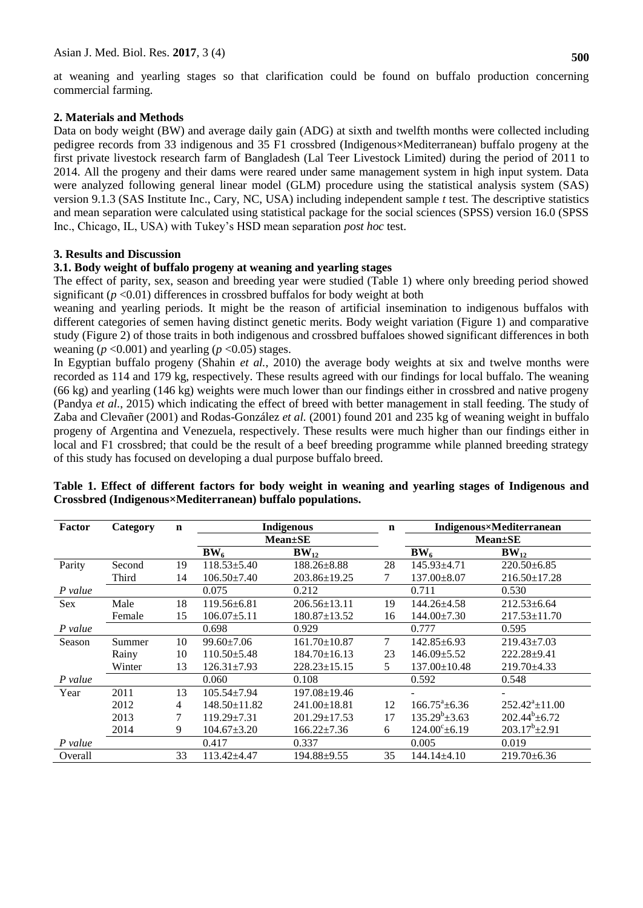at weaning and yearling stages so that clarification could be found on buffalo production concerning commercial farming.

## 2. Materials and Methods

Data on body weight (BW) and average daily gain (ADG) at sixth and twelfth months were collected including pedigree records from 33 indigenous and 35 F1 crossbred (Indigenous×Mediterranean) buffalo progeny at the first private livestock research farm of Bangladesh (Lal Teer Livestock Limited) during the period of 2011 to 2014. All the progeny and their dams were reared under same management system in high input system. Data were analyzed following general linear model (GLM) procedure using the statistical analysis system (SAS) version 9.1.3 (SAS Institute Inc., Cary, NC, USA) including independent sample *t* test. The descriptive statistics and mean separation were calculated using statistical package for the social sciences (SPSS) version 16.0 (SPSS Inc., Chicago, IL, USA) with Tukey's HSD mean separation *post hoc* test.

## 3. Results and Discussion

### 3.1. Body weight of buffalo progeny at weaning and yearling stages

The effect of parity, sex, season and breeding year were studied (Table 1) where only breeding period showed significant ($p$ <0.01) differences in crossbred buffalos for body weight at both weaning and yearling periods. It might be the reason of artificial insemination to indigenous buffalos with different categories of semen having distinct genetic merits. Body weight variation (Figure 1) and comparative study (Figure 2) of those traits in both indigenous and crossbred buffaloes showed significant differences in both weaning ($p$ <0.001) and yearling ($p$ <0.05) stages.

In Egyptian buffalo progeny (Shahin *et al.,* 2010) the average body weights at six and twelve months were recorded as 114 and 179 kg, respectively. These results agreed with our findings for local buffalo. The weaning (66 kg) and yearling (146 kg) weights were much lower than our findings either in crossbred and native progeny (Pandya *et al.*, 2015) which indicating the effect of breed with better management in stall feeding. The study of Zaba and Clevañer (2001) and Rodas-González *et al.* (2001) found 201 and 235 kg of weaning weight in buffalo progeny of Argentina and Venezuela, respectively. These results were much higher than our findings either in local and F1 crossbred; that could be the result of a beef breeding programme while planned breeding strategy of this study has focused on developing a dual purpose buffalo breed.

**Table 1. Effect of different factors for body weight in weaning and yearling stages of Indigenous and Crossbred (Indigenous×Mediterranean) buffalo populations.**

| Factor | Category | n | Indigenous | | n | Indigenous×Mediterranean | |
|---|---|---|---|---|---|---|---|
| | | | Mean±SE | | | Mean±SE | |
| | | | $BW_6$ | $BW_{12}$ | | $BW_6$ | $BW_{12}$ |
| Parity | Second | 19 | 118.53±5.40 | 188.26±8.88 | 28 | 145.93±4.71 | 220.50±6.85 |
| | Third | 14 | 106.50±7.40 | 203.86±19.25 | 7 | 137.00±8.07 | 216.50±17.28 |
| *P value* | | | 0.075 | 0.212 | | 0.711 | 0.530 |
| Sex | Male | 18 | 119.56±6.81 | 206.56±13.11 | 19 | 144.26±4.58 | 212.53±6.64 |
| | Female | 15 | 106.07±5.11 | 180.87±13.52 | 16 | 144.00±7.30 | 217.53±11.70 |
| *P value* | | | 0.698 | 0.929 | | 0.777 | 0.595 |
| Season | Summer | 10 | 99.60±7.06 | 161.70±10.87 | 7 | 142.85±6.93 | 219.43±7.03 |
| | Rainy | 10 | 110.50±5.48 | 184.70±16.13 | 23 | 146.09±5.52 | 222.28±9.41 |
| | Winter | 13 | 126.31±7.93 | 228.23±15.15 | 5 | 137.00±10.48 | 219.70±4.33 |
| *P value* | | | 0.060 | 0.108 | | 0.592 | 0.548 |
| Year | 2011 | 13 | 105.54±7.94 | 197.08±19.46 | | - | - |
| | 2012 | 4 | 148.50±11.82 | 241.00±18.81 | 12 | $166.75^a$±6.36 | $252.42^a$±11.00 |
| | 2013 | 7 | 119.29±7.31 | 201.29±17.53 | 17 | $135.29^b$±3.63 | $202.44^b$±6.72 |
| | 2014 | 9 | 104.67±3.20 | 166.22±7.36 | 6 | $124.00^c$±6.19 | $203.17^b$±2.91 |
| *P value* | | | 0.417 | 0.337 | | 0.005 | 0.019 |
| Overall | | 33 | 113.42±4.47 | 194.88±9.55 | 35 | 144.14±4.10 | 219.70±6.36 |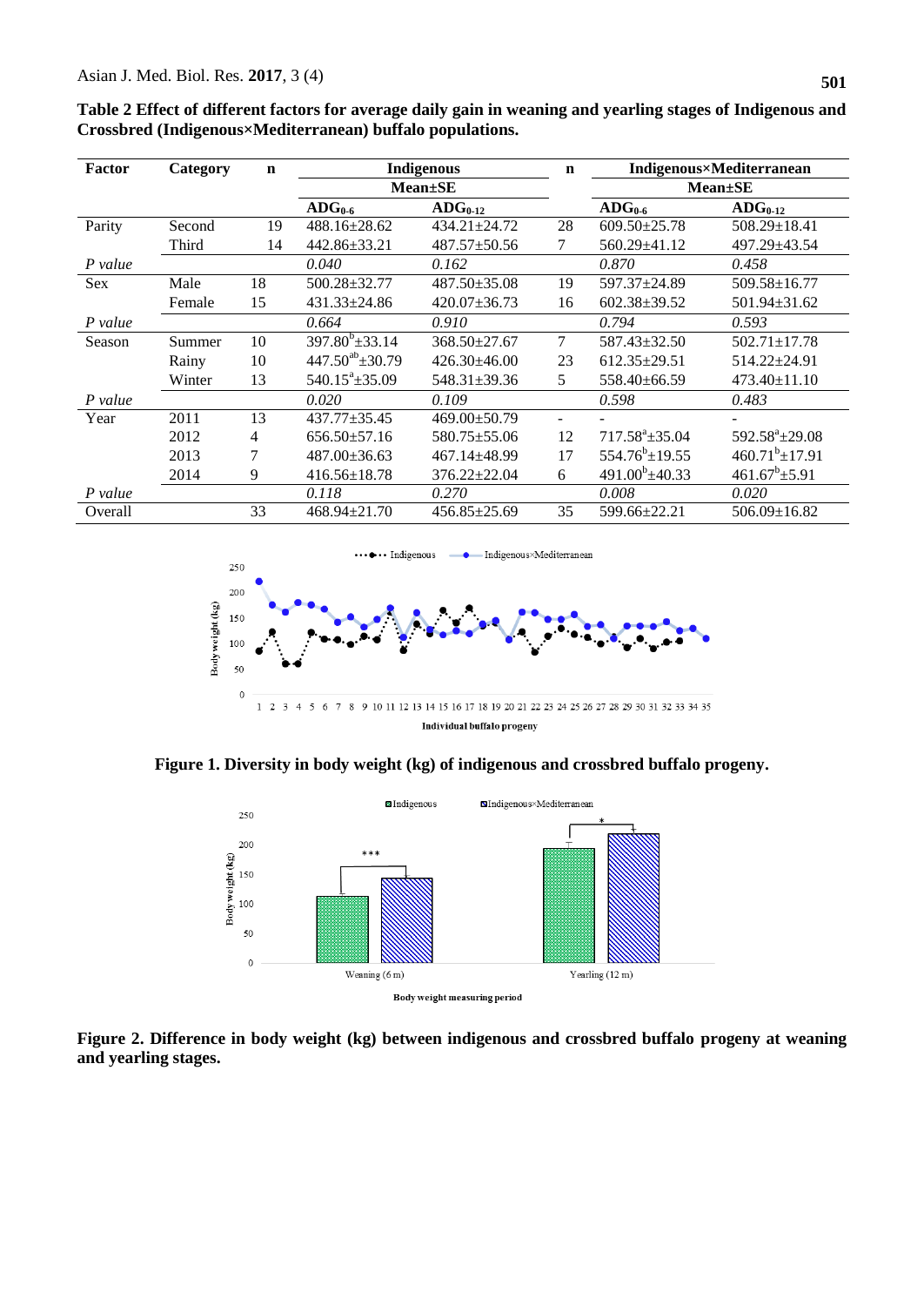**Table 2 Effect of different factors for average daily gain in weaning and yearling stages of Indigenous and Crossbred (Indigenous×Mediterranean) buffalo populations.**

| Factor | Category | n | Indigenous | | n | Indigenous×Mediterranean | |
|---|---|---|---|---|---|---|---|
| | | | Mean±SE | | | Mean±SE | |
| | | | $ADG_{0-6}$ | $ADG_{0-12}$ | | $ADG_{0-6}$ | $ADG_{0-12}$ |
| Parity | Second | 19 | 488.16±28.62 | 434.21±24.72 | 28 | 609.50±25.78 | 508.29±18.41 |
| | Third | 14 | 442.86±33.21 | 487.57±50.56 | 7 | 560.29±41.12 | 497.29±43.54 |
| *P value* | | | *0.040* | *0.162* | | *0.870* | *0.458* |
| Sex | Male | 18 | 500.28±32.77 | 487.50±35.08 | 19 | 597.37±24.89 | 509.58±16.77 |
| | Female | 15 | 431.33±24.86 | 420.07±36.73 | 16 | 602.38±39.52 | 501.94±31.62 |
| *P value* | | | *0.664* | *0.910* | | *0.794* | *0.593* |
| Season | Summer | 10 | $397.80^{b}$±33.14 | 368.50±27.67 | 7 | 587.43±32.50 | 502.71±17.78 |
| | Rainy | 10 | $447.50^{ab}$±30.79 | 426.30±46.00 | 23 | 612.35±29.51 | 514.22±24.91 |
| | Winter | 13 | $540.15^{a}$±35.09 | 548.31±39.36 | 5 | 558.40±66.59 | 473.40±11.10 |
| *P value* | | | *0.020* | *0.109* | | *0.598* | *0.483* |
| Year | 2011 | 13 | 437.77±35.45 | 469.00±50.79 | - | - | - |
| | 2012 | 4 | 656.50±57.16 | 580.75±55.06 | 12 | $717.58^{a}$±35.04 | $592.58^{a}$±29.08 |
| | 2013 | 7 | 487.00±36.63 | 467.14±48.99 | 17 | $554.76^{b}$±19.55 | $460.71^{b}$±17.91 |
| | 2014 | 9 | 416.56±18.78 | 376.22±22.04 | 6 | $491.00^{b}$±40.33 | $461.67^{b}$±5.91 |
| *P value* | | | *0.118* | *0.270* | | *0.008* | *0.020* |
| Overall | | 33 | 468.94±21.70 | 456.85±25.69 | 35 | 599.66±22.21 | 506.09±16.82 |

**Figure 1. Diversity in body weight (kg) of indigenous and crossbred buffalo progeny.**

**Figure 2. Difference in body weight (kg) between indigenous and crossbred buffalo progeny at weaning and yearling stages.**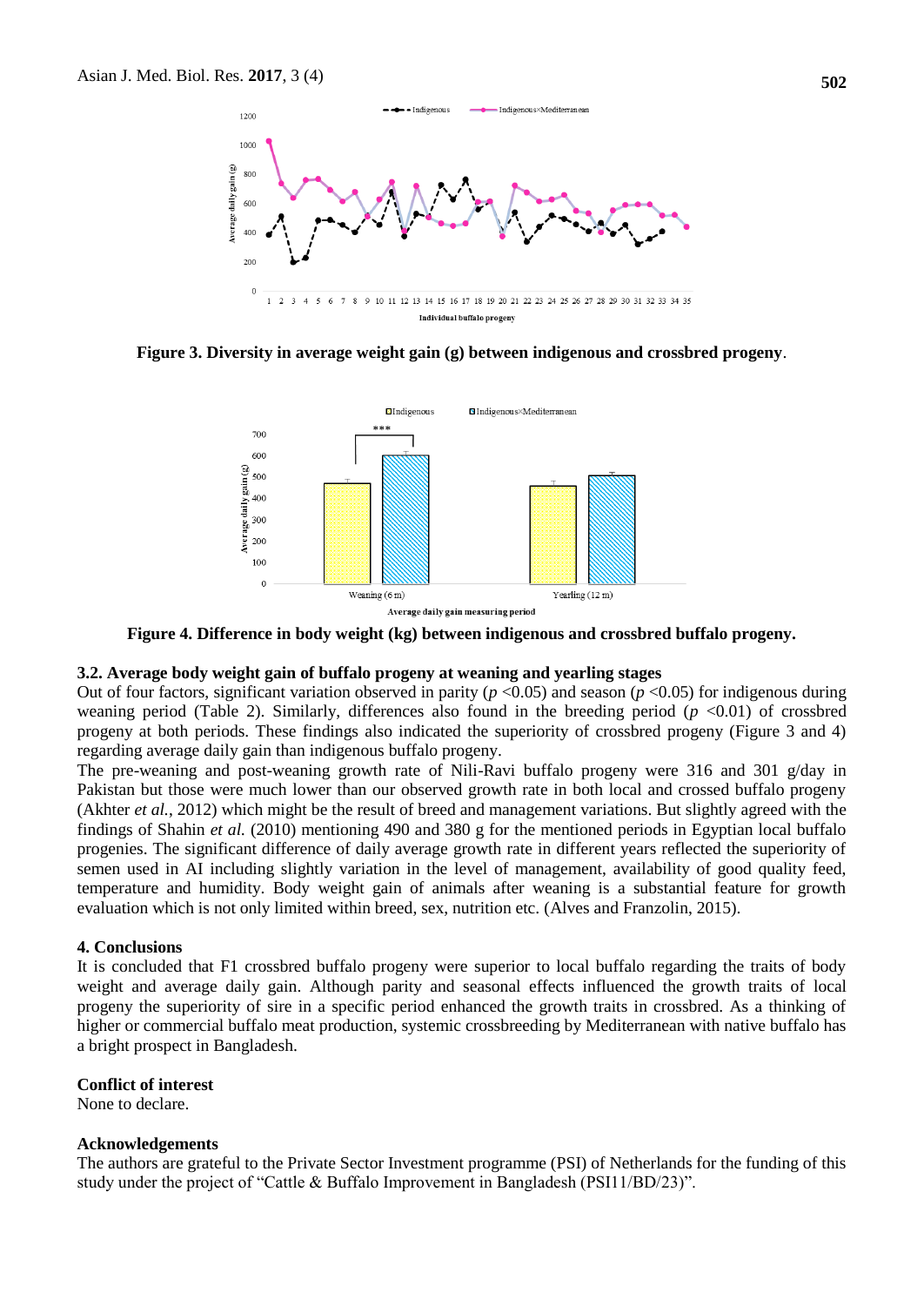Figure 3. **Diversity in average weight gain (g) between indigenous and crossbred progeny**.

**Figure 4. Difference in body weight (kg) between indigenous and crossbred buffalo progeny.**

### 3.2. Average body weight gain of buffalo progeny at weaning and yearling stages

Out of four factors, significant variation observed in parity ($p$ <0.05) and season ($p$ <0.05) for indigenous during weaning period (Table 2). Similarly, differences also found in the breeding period ($p$ <0.01) of crossbred progeny at both periods. These findings also indicated the superiority of crossbred progeny (Figure 3 and 4) regarding average daily gain than indigenous buffalo progeny.

The pre-weaning and post-weaning growth rate of Nili-Ravi buffalo progeny were 316 and 301 g/day in Pakistan but those were much lower than our observed growth rate in both local and crossed buffalo progeny (Akhter *et al.*, 2012) which might be the result of breed and management variations. But slightly agreed with the findings of Shahin *et al.* (2010) mentioning 490 and 380 g for the mentioned periods in Egyptian local buffalo progenies. The significant difference of daily average growth rate in different years reflected the superiority of semen used in AI including slightly variation in the level of management, availability of good quality feed, temperature and humidity. Body weight gain of animals after weaning is a substantial feature for growth evaluation which is not only limited within breed, sex, nutrition etc. (Alves and Franzolin, 2015).

## 4. Conclusions

It is concluded that F1 crossbred buffalo progeny were superior to local buffalo regarding the traits of body weight and average daily gain. Although parity and seasonal effects influenced the growth traits of local progeny the superiority of sire in a specific period enhanced the growth traits in crossbred. As a thinking of higher or commercial buffalo meat production, systemic crossbreeding by Mediterranean with native buffalo has a bright prospect in Bangladesh.

## Conflict of interest

None to declare.

## Acknowledgements

The authors are grateful to the Private Sector Investment programme (PSI) of Netherlands for the funding of this study under the project of "Cattle & Buffalo Improvement in Bangladesh (PSI11/BD/23)".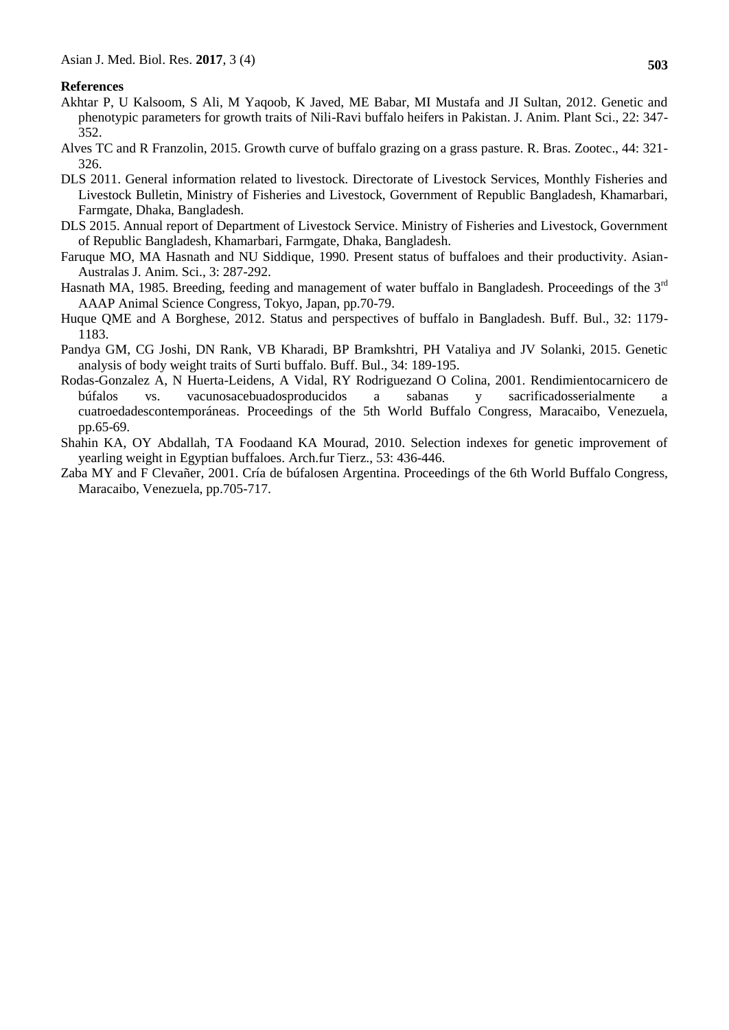## References

Akhtar P, U Kalsoom, S Ali, M Yaqoob, K Javed, ME Babar, MI Mustafa and JI Sultan, 2012. Genetic and phenotypic parameters for growth traits of Nili-Ravi buffalo heifers in Pakistan. J. Anim. Plant Sci., 22: 347-352.

Alves TC and R Franzolin, 2015. Growth curve of buffalo grazing on a grass pasture. R. Bras. Zootec., 44: 321-326.

DLS 2011. General information related to livestock. Directorate of Livestock Services, Monthly Fisheries and Livestock Bulletin, Ministry of Fisheries and Livestock, Government of Republic Bangladesh, Khamarbari, Farmgate, Dhaka, Bangladesh.

DLS 2015. Annual report of Department of Livestock Service. Ministry of Fisheries and Livestock, Government of Republic Bangladesh, Khamarbari, Farmgate, Dhaka, Bangladesh.

Faruque MO, MA Hasnath and NU Siddique, 1990. Present status of buffaloes and their productivity. Asian-Australas J. Anim. Sci., 3: 287-292.

Hasnath MA, 1985. Breeding, feeding and management of water buffalo in Bangladesh. Proceedings of the 3rd AAAP Animal Science Congress, Tokyo, Japan, pp.70-79.

Huque QME and A Borghese, 2012. Status and perspectives of buffalo in Bangladesh. Buff. Bul., 32: 1179-1183.

Pandya GM, CG Joshi, DN Rank, VB Kharadi, BP Bramkshtri, PH Vataliya and JV Solanki, 2015. Genetic analysis of body weight traits of Surti buffalo. Buff. Bul., 34: 189-195.

Rodas-Gonzalez A, N Huerta-Leidens, A Vidal, RY Rodriguezand O Colina, 2001. Rendimientocarnicero de búfalos vs. vacunosacebuadosproducidos a sabanas y sacrificadosserialmente a cuatroedadescontemporáneas. Proceedings of the 5th World Buffalo Congress, Maracaibo, Venezuela, pp.65-69.

Shahin KA, OY Abdallah, TA Foodaand KA Mourad, 2010. Selection indexes for genetic improvement of yearling weight in Egyptian buffaloes. Arch.fur Tierz., 53: 436-446.

Zaba MY and F Clevañer, 2001. Cría de búfalosen Argentina. Proceedings of the 6th World Buffalo Congress, Maracaibo, Venezuela, pp.705-717.